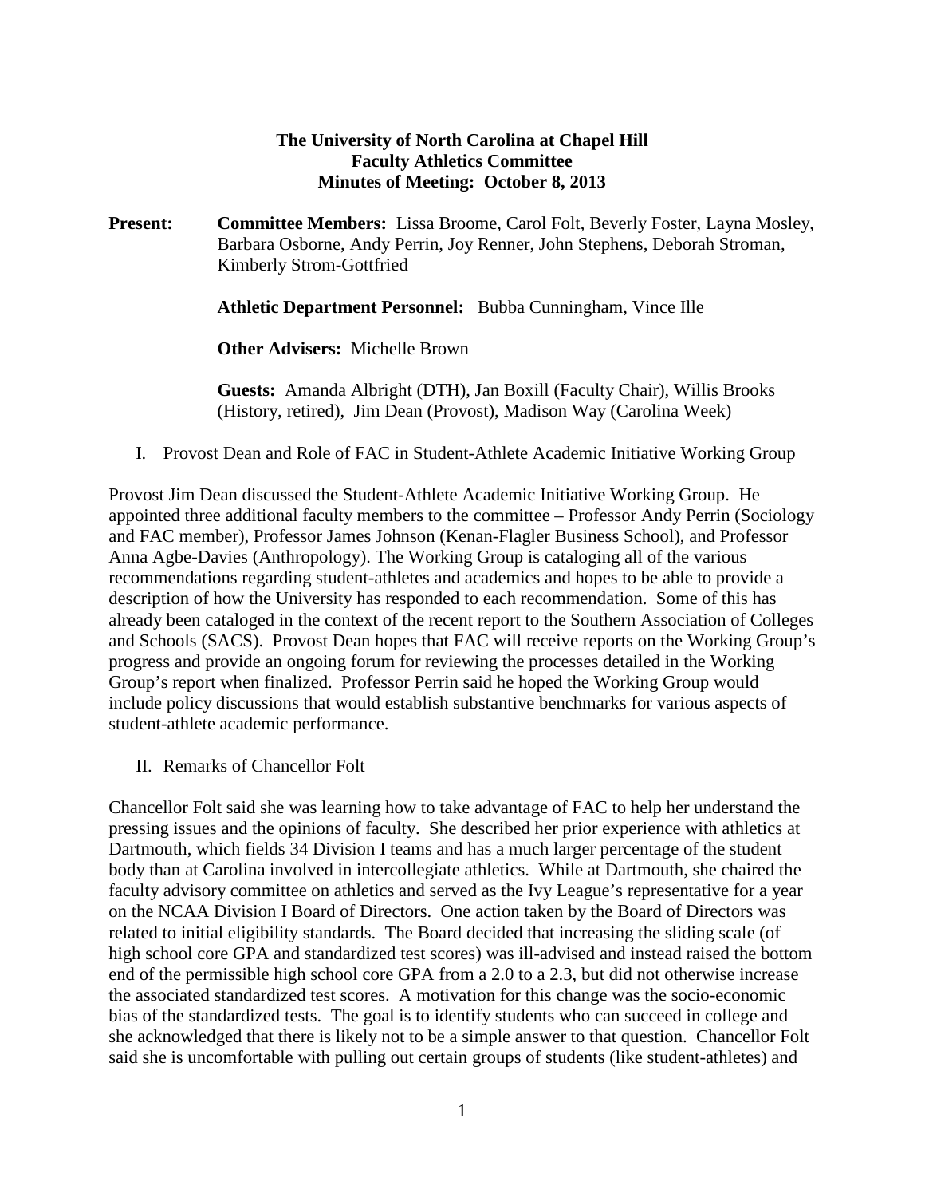**The University of North Carolina at Chapel Hill**
**Faculty Athletics Committee**
**Minutes of Meeting: October 8, 2013**

**Present:** **Committee Members:** Lissa Broome, Carol Folt, Beverly Foster, Layna Mosley, Barbara Osborne, Andy Perrin, Joy Renner, John Stephens, Deborah Stroman, Kimberly Strom-Gottfried

**Athletic Department Personnel:** Bubba Cunningham, Vince Ille

**Other Advisers:** Michelle Brown

**Guests:** Amanda Albright (DTH), Jan Boxill (Faculty Chair), Willis Brooks (History, retired), Jim Dean (Provost), Madison Way (Carolina Week)

I. Provost Dean and Role of FAC in Student-Athlete Academic Initiative Working Group

Provost Jim Dean discussed the Student-Athlete Academic Initiative Working Group. He appointed three additional faculty members to the committee – Professor Andy Perrin (Sociology and FAC member), Professor James Johnson (Kenan-Flagler Business School), and Professor Anna Agbe-Davies (Anthropology). The Working Group is cataloging all of the various recommendations regarding student-athletes and academics and hopes to be able to provide a description of how the University has responded to each recommendation. Some of this has already been cataloged in the context of the recent report to the Southern Association of Colleges and Schools (SACS). Provost Dean hopes that FAC will receive reports on the Working Group's progress and provide an ongoing forum for reviewing the processes detailed in the Working Group's report when finalized. Professor Perrin said he hoped the Working Group would include policy discussions that would establish substantive benchmarks for various aspects of student-athlete academic performance.

II. Remarks of Chancellor Folt

Chancellor Folt said she was learning how to take advantage of FAC to help her understand the pressing issues and the opinions of faculty. She described her prior experience with athletics at Dartmouth, which fields 34 Division I teams and has a much larger percentage of the student body than at Carolina involved in intercollegiate athletics. While at Dartmouth, she chaired the faculty advisory committee on athletics and served as the Ivy League's representative for a year on the NCAA Division I Board of Directors. One action taken by the Board of Directors was related to initial eligibility standards. The Board decided that increasing the sliding scale (of high school core GPA and standardized test scores) was ill-advised and instead raised the bottom end of the permissible high school core GPA from a 2.0 to a 2.3, but did not otherwise increase the associated standardized test scores. A motivation for this change was the socio-economic bias of the standardized tests. The goal is to identify students who can succeed in college and she acknowledged that there is likely not to be a simple answer to that question. Chancellor Folt said she is uncomfortable with pulling out certain groups of students (like student-athletes) and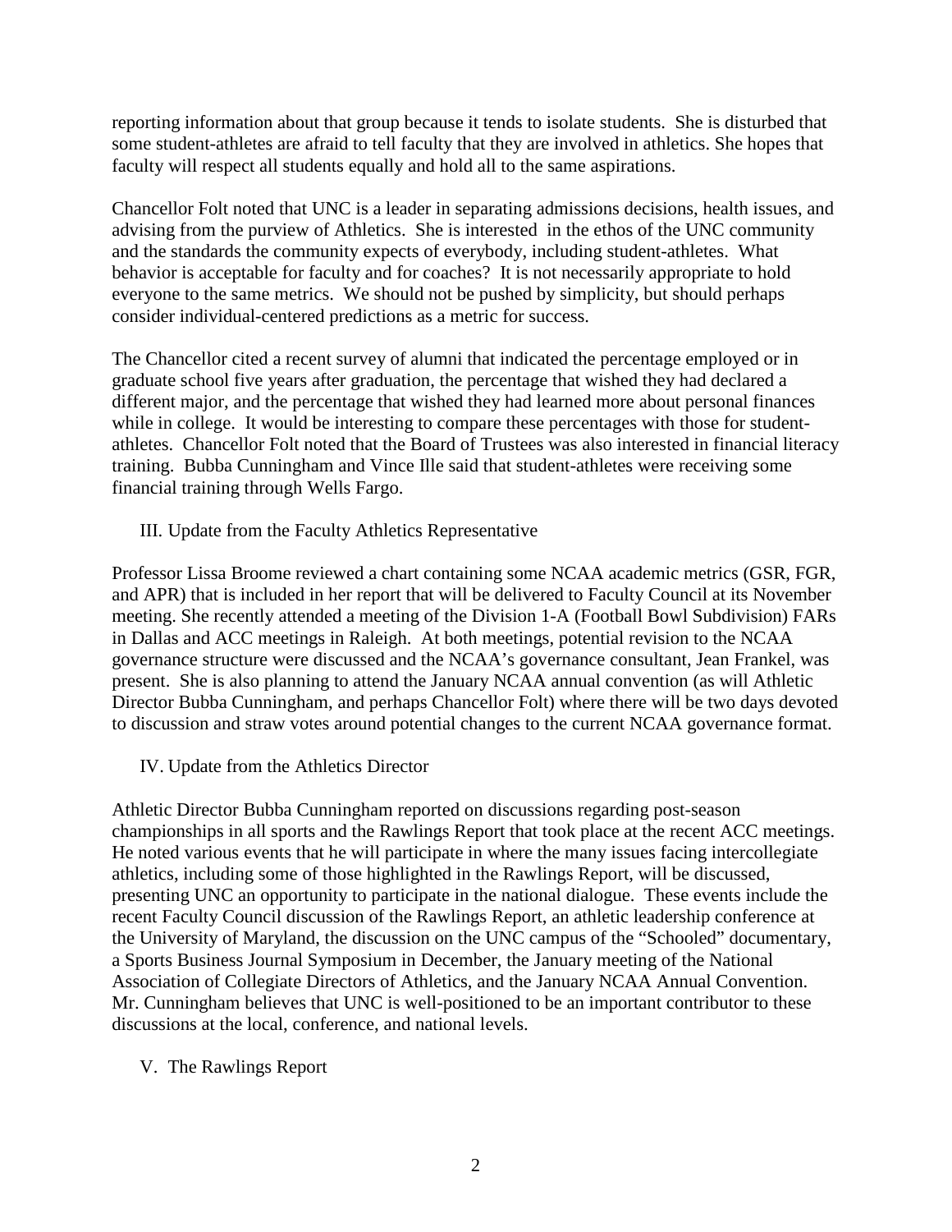reporting information about that group because it tends to isolate students. She is disturbed that some student-athletes are afraid to tell faculty that they are involved in athletics. She hopes that faculty will respect all students equally and hold all to the same aspirations.

Chancellor Folt noted that UNC is a leader in separating admissions decisions, health issues, and advising from the purview of Athletics. She is interested in the ethos of the UNC community and the standards the community expects of everybody, including student-athletes. What behavior is acceptable for faculty and for coaches? It is not necessarily appropriate to hold everyone to the same metrics. We should not be pushed by simplicity, but should perhaps consider individual-centered predictions as a metric for success.

The Chancellor cited a recent survey of alumni that indicated the percentage employed or in graduate school five years after graduation, the percentage that wished they had declared a different major, and the percentage that wished they had learned more about personal finances while in college. It would be interesting to compare these percentages with those for student-athletes. Chancellor Folt noted that the Board of Trustees was also interested in financial literacy training. Bubba Cunningham and Vince Ille said that student-athletes were receiving some financial training through Wells Fargo.

## III. Update from the Faculty Athletics Representative

Professor Lissa Broome reviewed a chart containing some NCAA academic metrics (GSR, FGR, and APR) that is included in her report that will be delivered to Faculty Council at its November meeting. She recently attended a meeting of the Division 1-A (Football Bowl Subdivision) FARs in Dallas and ACC meetings in Raleigh. At both meetings, potential revision to the NCAA governance structure were discussed and the NCAA's governance consultant, Jean Frankel, was present. She is also planning to attend the January NCAA annual convention (as will Athletic Director Bubba Cunningham, and perhaps Chancellor Folt) where there will be two days devoted to discussion and straw votes around potential changes to the current NCAA governance format.

## IV. Update from the Athletics Director

Athletic Director Bubba Cunningham reported on discussions regarding post-season championships in all sports and the Rawlings Report that took place at the recent ACC meetings. He noted various events that he will participate in where the many issues facing intercollegiate athletics, including some of those highlighted in the Rawlings Report, will be discussed, presenting UNC an opportunity to participate in the national dialogue. These events include the recent Faculty Council discussion of the Rawlings Report, an athletic leadership conference at the University of Maryland, the discussion on the UNC campus of the "Schooled" documentary, a Sports Business Journal Symposium in December, the January meeting of the National Association of Collegiate Directors of Athletics, and the January NCAA Annual Convention. Mr. Cunningham believes that UNC is well-positioned to be an important contributor to these discussions at the local, conference, and national levels.

## V. The Rawlings Report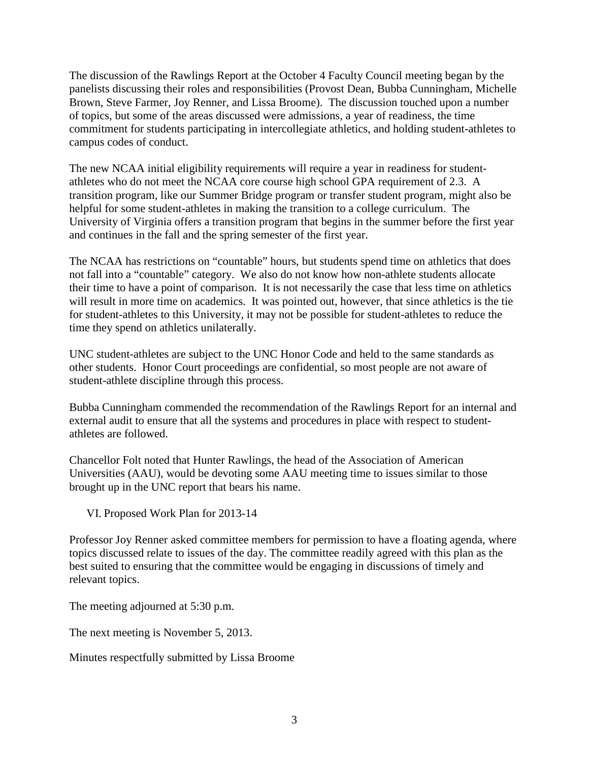The discussion of the Rawlings Report at the October 4 Faculty Council meeting began by the panelists discussing their roles and responsibilities (Provost Dean, Bubba Cunningham, Michelle Brown, Steve Farmer, Joy Renner, and Lissa Broome). The discussion touched upon a number of topics, but some of the areas discussed were admissions, a year of readiness, the time commitment for students participating in intercollegiate athletics, and holding student-athletes to campus codes of conduct.

The new NCAA initial eligibility requirements will require a year in readiness for student-athletes who do not meet the NCAA core course high school GPA requirement of 2.3. A transition program, like our Summer Bridge program or transfer student program, might also be helpful for some student-athletes in making the transition to a college curriculum. The University of Virginia offers a transition program that begins in the summer before the first year and continues in the fall and the spring semester of the first year.

The NCAA has restrictions on "countable" hours, but students spend time on athletics that does not fall into a "countable" category. We also do not know how non-athlete students allocate their time to have a point of comparison. It is not necessarily the case that less time on athletics will result in more time on academics. It was pointed out, however, that since athletics is the tie for student-athletes to this University, it may not be possible for student-athletes to reduce the time they spend on athletics unilaterally.

UNC student-athletes are subject to the UNC Honor Code and held to the same standards as other students. Honor Court proceedings are confidential, so most people are not aware of student-athlete discipline through this process.

Bubba Cunningham commended the recommendation of the Rawlings Report for an internal and external audit to ensure that all the systems and procedures in place with respect to student-athletes are followed.

Chancellor Folt noted that Hunter Rawlings, the head of the Association of American Universities (AAU), would be devoting some AAU meeting time to issues similar to those brought up in the UNC report that bears his name.

## VI. Proposed Work Plan for 2013-14

Professor Joy Renner asked committee members for permission to have a floating agenda, where topics discussed relate to issues of the day. The committee readily agreed with this plan as the best suited to ensuring that the committee would be engaging in discussions of timely and relevant topics.

The meeting adjourned at 5:30 p.m.

The next meeting is November 5, 2013.

Minutes respectfully submitted by Lissa Broome